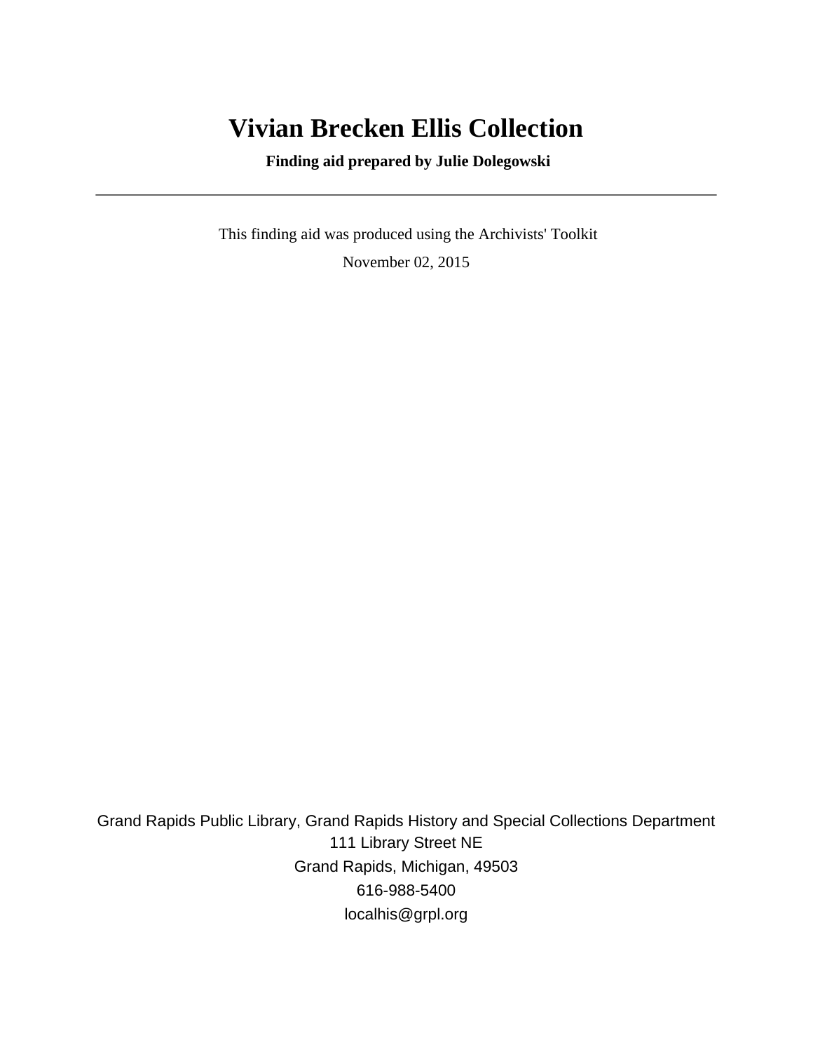# Vivian Brecken Ellis Collection

**Finding aid prepared by Julie Dolegowski**

---

This finding aid was produced using the Archivists' Toolkit

November 02, 2015

Grand Rapids Public Library, Grand Rapids History and Special Collections Department
111 Library Street NE
Grand Rapids, Michigan, 49503
616-988-5400
localhis@grpl.org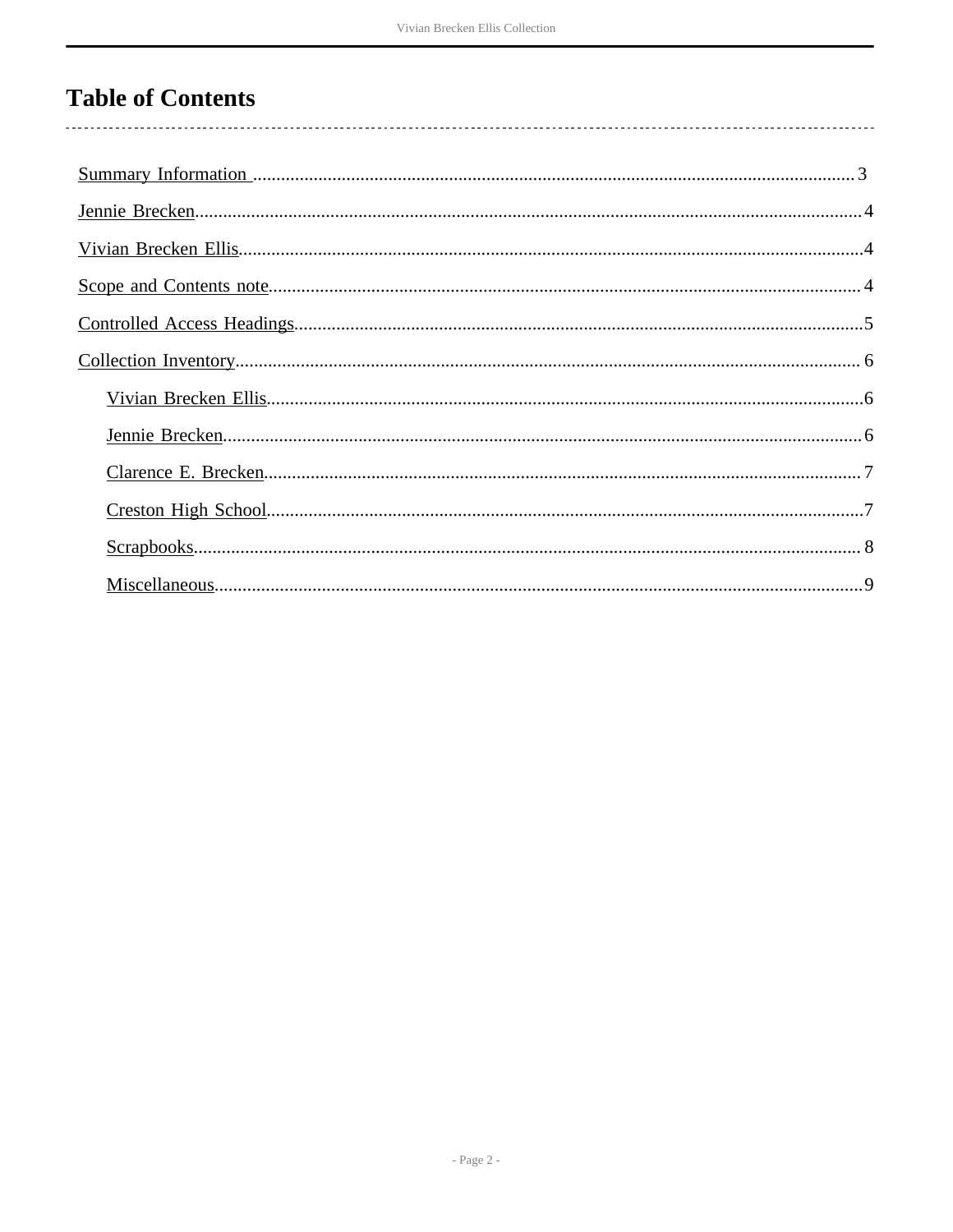# Table of Contents

- Summary Information ... 3
- Jennie Brecken ... 4
- Vivian Brecken Ellis ... 4
- Scope and Contents note ... 4
- Controlled Access Headings ... 5
- Collection Inventory ... 6
  - Vivian Brecken Ellis ... 6
  - Jennie Brecken ... 6
  - Clarence E. Brecken ... 7
  - Creston High School ... 7
  - Scrapbooks ... 8
  - Miscellaneous ... 9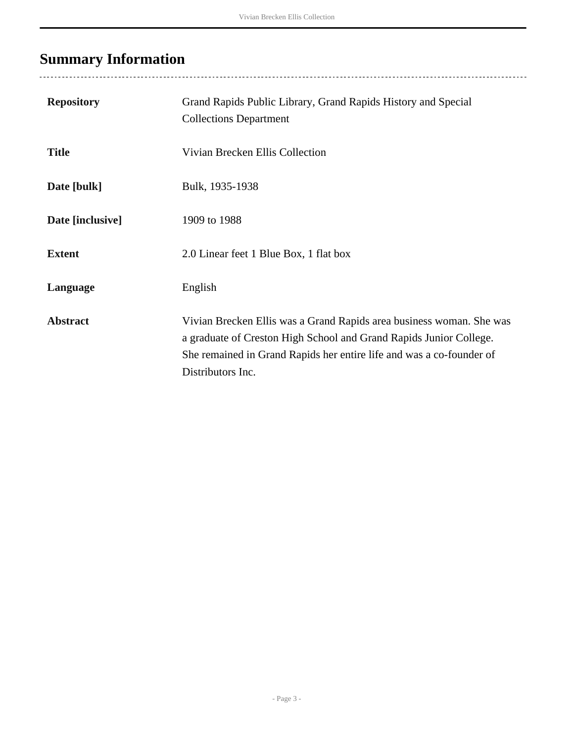## Summary Information

| | |
|---|---|
| **Repository** | Grand Rapids Public Library, Grand Rapids History and Special Collections Department |
| **Title** | Vivian Brecken Ellis Collection |
| **Date [bulk]** | Bulk, 1935-1938 |
| **Date [inclusive]** | 1909 to 1988 |
| **Extent** | 2.0 Linear feet 1 Blue Box, 1 flat box |
| **Language** | English |
| **Abstract** | Vivian Brecken Ellis was a Grand Rapids area business woman. She was a graduate of Creston High School and Grand Rapids Junior College. She remained in Grand Rapids her entire life and was a co-founder of Distributors Inc. |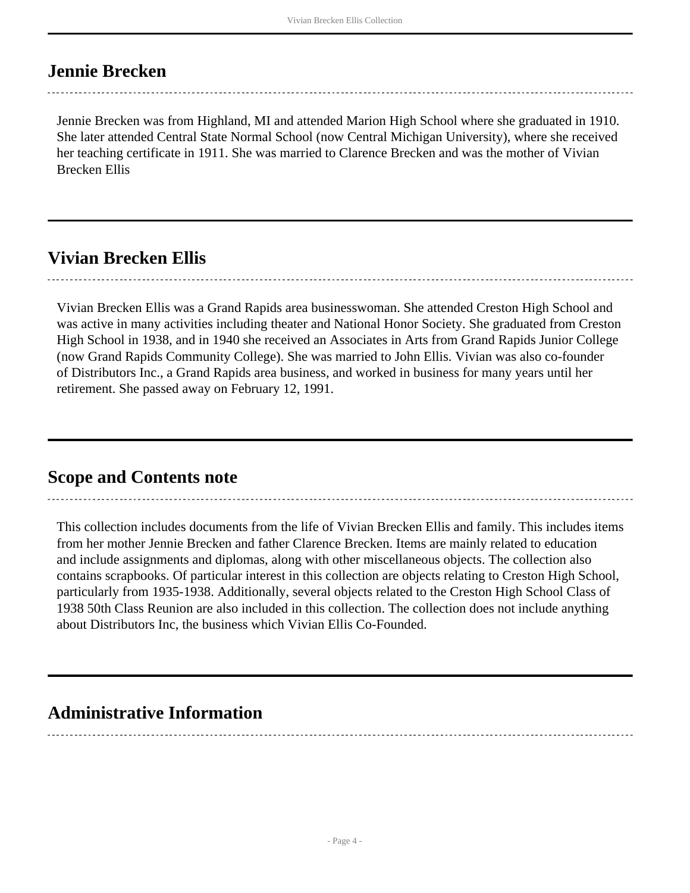## Jennie Brecken

Jennie Brecken was from Highland, MI and attended Marion High School where she graduated in 1910. She later attended Central State Normal School (now Central Michigan University), where she received her teaching certificate in 1911. She was married to Clarence Brecken and was the mother of Vivian Brecken Ellis

## Vivian Brecken Ellis

Vivian Brecken Ellis was a Grand Rapids area businesswoman. She attended Creston High School and was active in many activities including theater and National Honor Society. She graduated from Creston High School in 1938, and in 1940 she received an Associates in Arts from Grand Rapids Junior College (now Grand Rapids Community College). She was married to John Ellis. Vivian was also co-founder of Distributors Inc., a Grand Rapids area business, and worked in business for many years until her retirement. She passed away on February 12, 1991.

## Scope and Contents note

This collection includes documents from the life of Vivian Brecken Ellis and family. This includes items from her mother Jennie Brecken and father Clarence Brecken. Items are mainly related to education and include assignments and diplomas, along with other miscellaneous objects. The collection also contains scrapbooks. Of particular interest in this collection are objects relating to Creston High School, particularly from 1935-1938. Additionally, several objects related to the Creston High School Class of 1938 50th Class Reunion are also included in this collection. The collection does not include anything about Distributors Inc, the business which Vivian Ellis Co-Founded.

## Administrative Information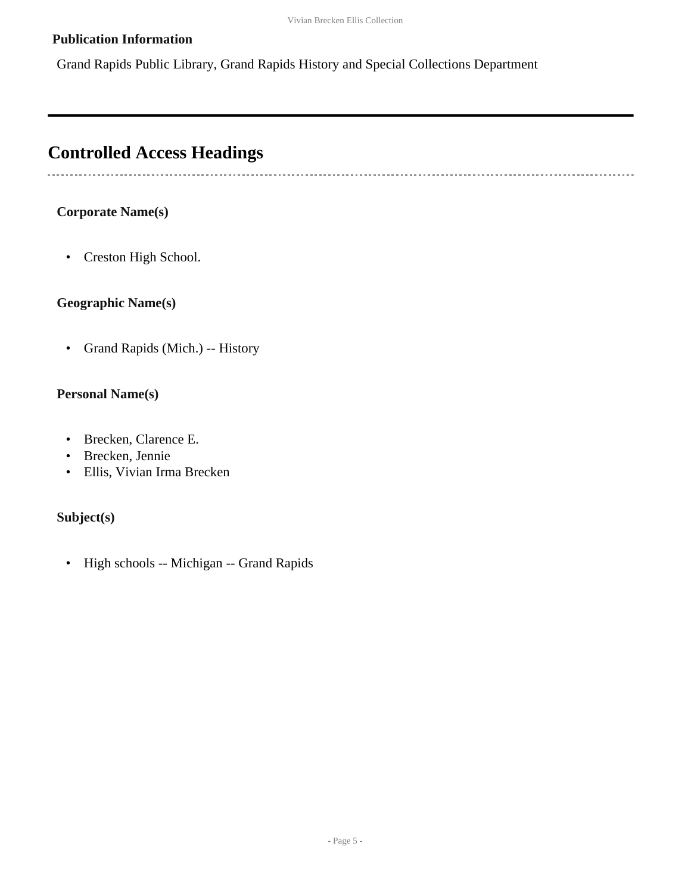**Publication Information**

Grand Rapids Public Library, Grand Rapids History and Special Collections Department

---

## Controlled Access Headings

**Corporate Name(s)**

- Creston High School.

**Geographic Name(s)**

- Grand Rapids (Mich.) -- History

**Personal Name(s)**

- Brecken, Clarence E.
- Brecken, Jennie
- Ellis, Vivian Irma Brecken

**Subject(s)**

- High schools -- Michigan -- Grand Rapids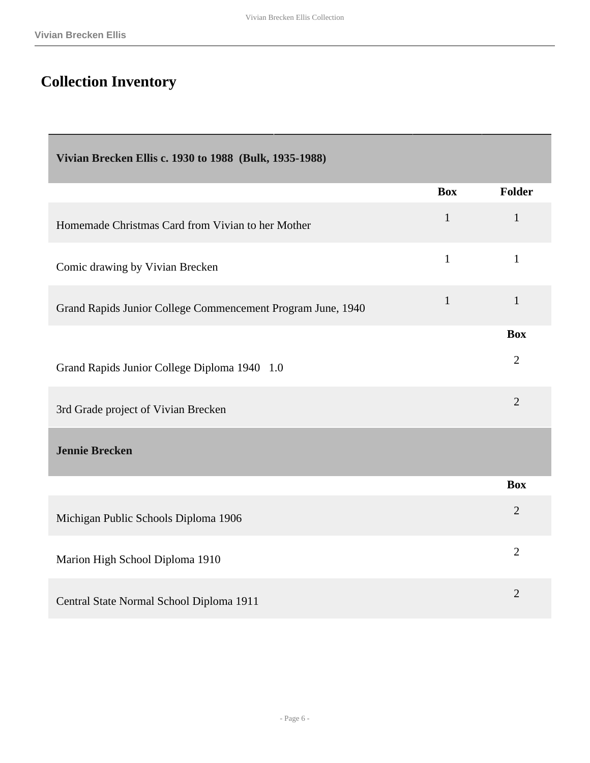## Collection Inventory

| Vivian Brecken Ellis c. 1930 to 1988 (Bulk, 1935-1988) | | |
|---|---|---|
| | **Box** | **Folder** |
| Homemade Christmas Card from Vivian to her Mother | 1 | 1 |
| Comic drawing by Vivian Brecken | 1 | 1 |
| Grand Rapids Junior College Commencement Program June, 1940 | 1 | 1 |

| | **Box** |
|---|---|
| Grand Rapids Junior College Diploma 1940 1.0 | 2 |
| 3rd Grade project of Vivian Brecken | 2 |

| Jennie Brecken | |
|---|---|
| | **Box** |
| Michigan Public Schools Diploma 1906 | 2 |
| Marion High School Diploma 1910 | 2 |
| Central State Normal School Diploma 1911 | 2 |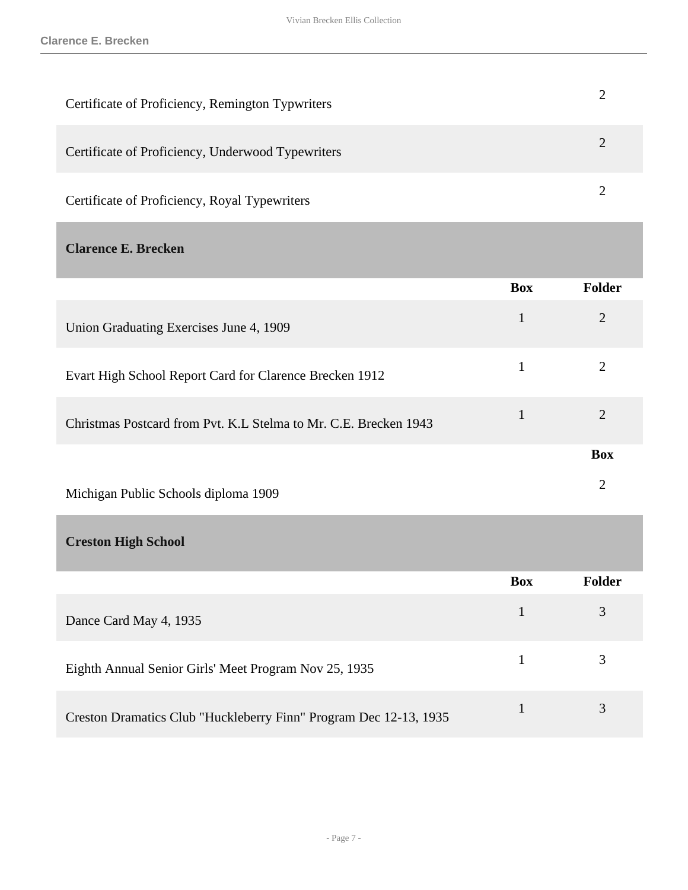| | |
|---|---|
| Certificate of Proficiency, Remington Typwriters | 2 |
| Certificate of Proficiency, Underwood Typewriters | 2 |
| Certificate of Proficiency, Royal Typewriters | 2 |

## Clarence E. Brecken

| | Box | Folder |
|---|---|---|
| Union Graduating Exercises June 4, 1909 | 1 | 2 |
| Evart High School Report Card for Clarence Brecken 1912 | 1 | 2 |
| Christmas Postcard from Pvt. K.L Stelma to Mr. C.E. Brecken 1943 | 1 | 2 |

| | Box |
|---|---|
| Michigan Public Schools diploma 1909 | 2 |

## Creston High School

| | Box | Folder |
|---|---|---|
| Dance Card May 4, 1935 | 1 | 3 |
| Eighth Annual Senior Girls' Meet Program Nov 25, 1935 | 1 | 3 |
| Creston Dramatics Club "Huckleberry Finn" Program Dec 12-13, 1935 | 1 | 3 |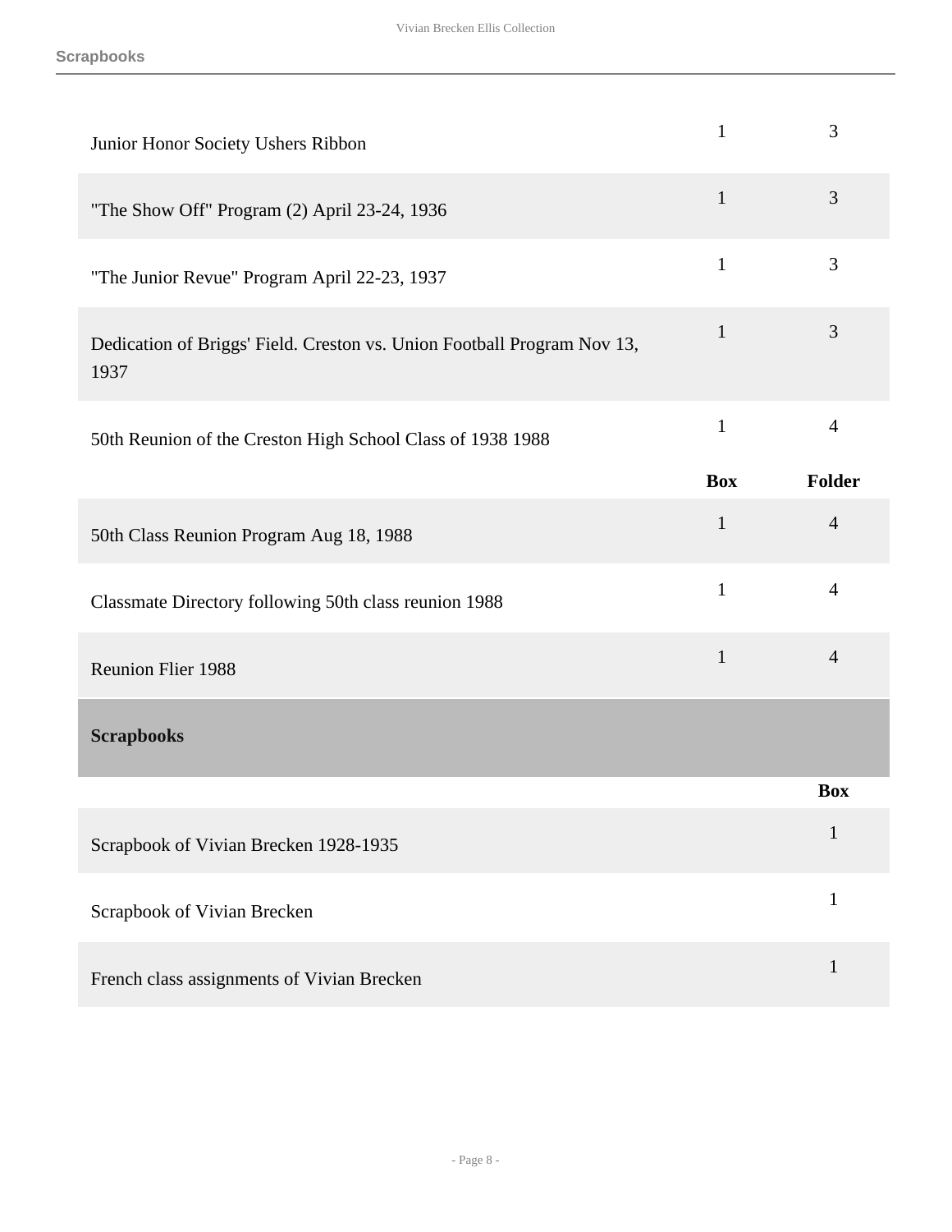| | Box | Folder |
|---|---|---|
| Junior Honor Society Ushers Ribbon | 1 | 3 |
| "The Show Off" Program (2) April 23-24, 1936 | 1 | 3 |
| "The Junior Revue" Program April 22-23, 1937 | 1 | 3 |
| Dedication of Briggs' Field. Creston vs. Union Football Program Nov 13, 1937 | 1 | 3 |
| 50th Reunion of the Creston High School Class of 1938 1988 | 1 | 4 |

| | Box | Folder |
|---|---|---|
| 50th Class Reunion Program Aug 18, 1988 | 1 | 4 |
| Classmate Directory following 50th class reunion 1988 | 1 | 4 |
| Reunion Flier 1988 | 1 | 4 |

## Scrapbooks

| | Box |
|---|---|
| Scrapbook of Vivian Brecken 1928-1935 | 1 |
| Scrapbook of Vivian Brecken | 1 |
| French class assignments of Vivian Brecken | 1 |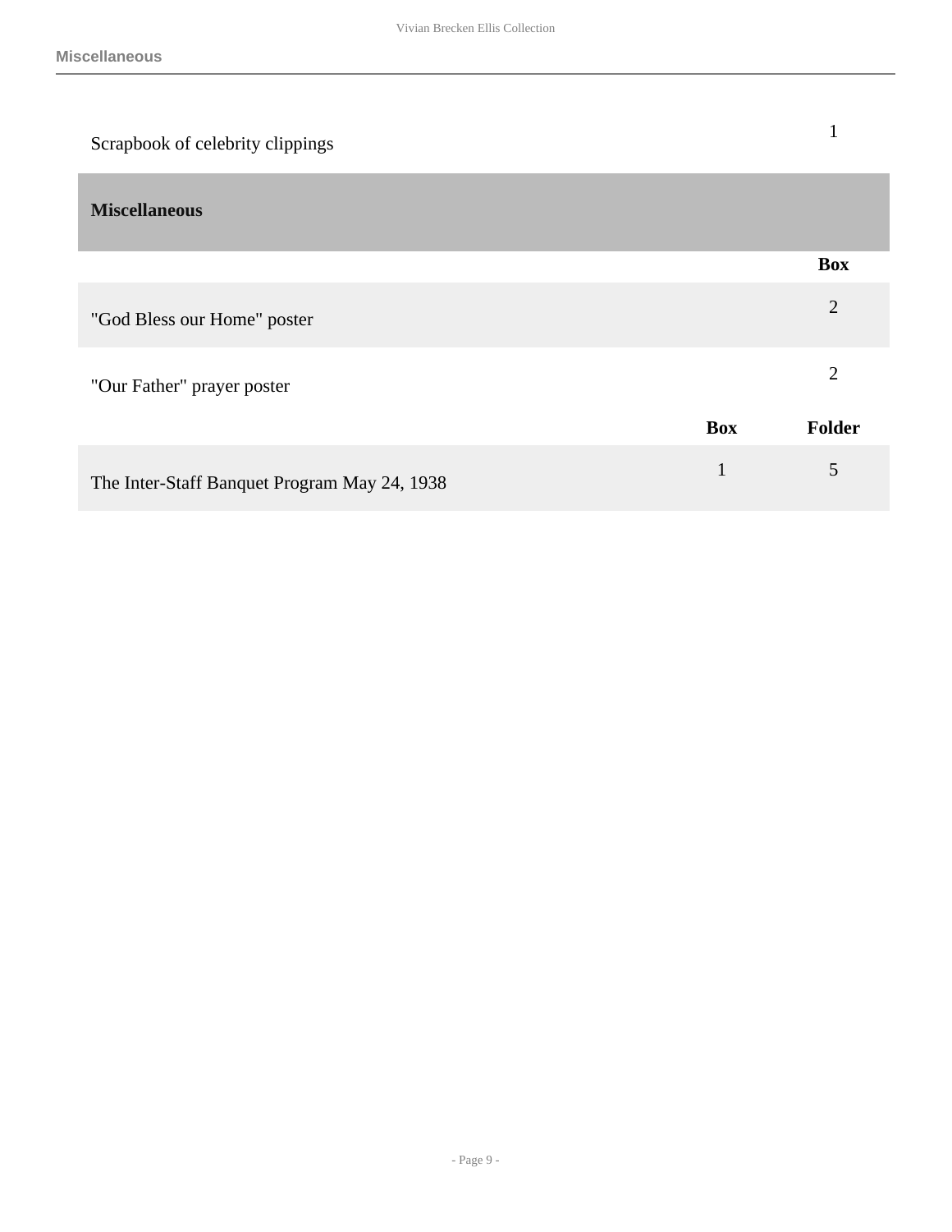| | Box |
|---|---|
| Scrapbook of celebrity clippings | 1 |

## Miscellaneous

| | Box |
|---|---|
| "God Bless our Home" poster | 2 |
| "Our Father" prayer poster | 2 |

| | Box | Folder |
|---|---|---|
| The Inter-Staff Banquet Program May 24, 1938 | 1 | 5 |